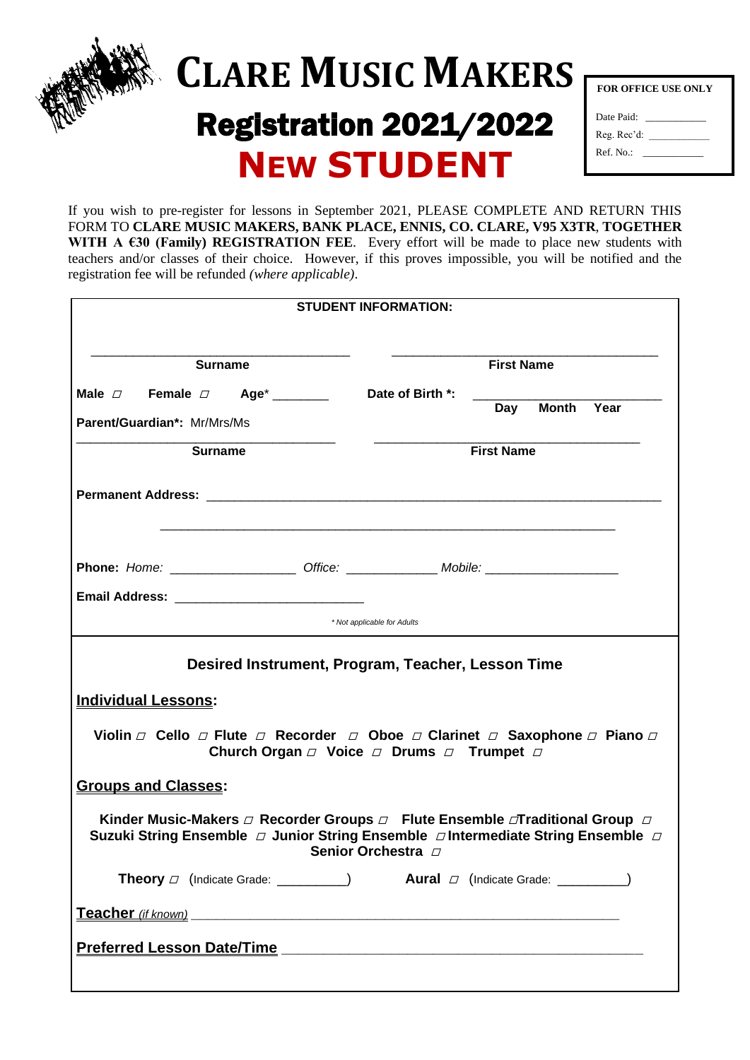# CLARE MUSIC MAKERS

## Registration 2021/2022

## NEW STUDENT

| FOR OFFICE USE ONLY |
|---|
| Date Paid: ___________ |
| Reg. Rec'd: ___________ |
| Ref. No.: ___________ |

If you wish to pre-register for lessons in September 2021, PLEASE COMPLETE AND RETURN THIS FORM TO **CLARE MUSIC MAKERS, BANK PLACE, ENNIS, CO. CLARE, V95 X3TR**, **TOGETHER WITH A €30 (Family) REGISTRATION FEE**. Every effort will be made to place new students with teachers and/or classes of their choice. However, if this proves impossible, you will be notified and the registration fee will be refunded *(where applicable)*.

**STUDENT INFORMATION:**

___________________________________ ___________________________________
**Surname** **First Name**

**Male** ☐ **Female** ☐ **Age*** ________ **Date of Birth *:** ______________________
**Day** **Month** **Year**

**Parent/Guardian*:** Mr/Mrs/Ms

___________________________________ ___________________________________
**Surname** **First Name**

**Permanent Address:** ____________________________________________________________

____________________________________________________________

**Phone:** *Home:* _________________ *Office:* ____________ *Mobile:* __________________

**Email Address:** __________________________

*\* Not applicable for Adults*

**Desired Instrument, Program, Teacher, Lesson Time**

**Individual Lessons:**

**Violin** ☐ **Cello** ☐ **Flute** ☐ **Recorder** ☐ **Oboe** ☐ **Clarinet** ☐ **Saxophone** ☐ **Piano** ☐ **Church Organ** ☐ **Voice** ☐ **Drums** ☐ **Trumpet** ☐

**Groups and Classes:**

**Kinder Music-Makers** ☐ **Recorder Groups** ☐ **Flute Ensemble** ☐**Traditional Group** ☐ **Suzuki String Ensemble** ☐ **Junior String Ensemble** ☐ **Intermediate String Ensemble** ☐ **Senior Orchestra** ☐

**Theory** ☐ (Indicate Grade: _________) **Aural** ☐ (Indicate Grade: _________)

**Teacher** *(if known)* ____________________________________________________________

**Preferred Lesson Date/Time** _______________________________________________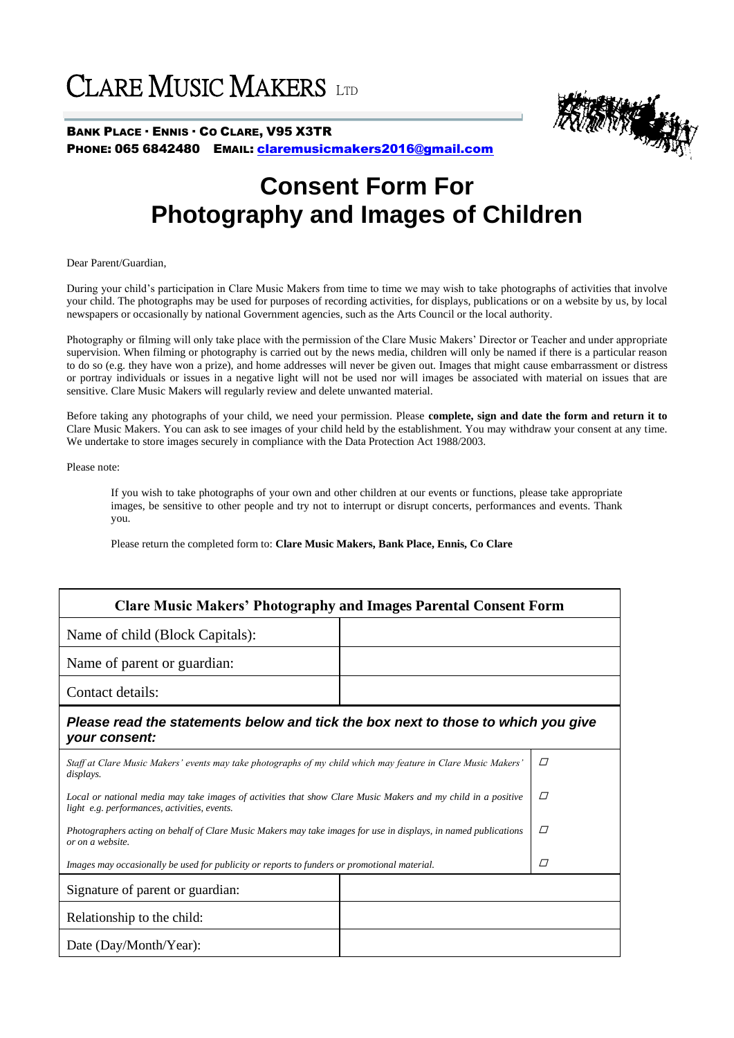# CLARE MUSIC MAKERS LTD

**BANK PLACE · ENNIS · CO CLARE, V95 X3TR**
**PHONE: 065 6842480 EMAIL: claremusicmakers2016@gmail.com**

# Consent Form For Photography and Images of Children

Dear Parent/Guardian,

During your child's participation in Clare Music Makers from time to time we may wish to take photographs of activities that involve your child. The photographs may be used for purposes of recording activities, for displays, publications or on a website by us, by local newspapers or occasionally by national Government agencies, such as the Arts Council or the local authority.

Photography or filming will only take place with the permission of the Clare Music Makers' Director or Teacher and under appropriate supervision. When filming or photography is carried out by the news media, children will only be named if there is a particular reason to do so (e.g. they have won a prize), and home addresses will never be given out. Images that might cause embarrassment or distress or portray individuals or issues in a negative light will not be used nor will images be associated with material on issues that are sensitive. Clare Music Makers will regularly review and delete unwanted material.

Before taking any photographs of your child, we need your permission. Please **complete, sign and date the form and return it to** Clare Music Makers. You can ask to see images of your child held by the establishment. You may withdraw your consent at any time. We undertake to store images securely in compliance with the Data Protection Act 1988/2003.

Please note:

> If you wish to take photographs of your own and other children at our events or functions, please take appropriate images, be sensitive to other people and try not to interrupt or disrupt concerts, performances and events. Thank you.
>
> Please return the completed form to: **Clare Music Makers, Bank Place, Ennis, Co Clare**

| **Clare Music Makers' Photography and Images Parental Consent Form** | |
|---|---|
| Name of child (Block Capitals): | |
| Name of parent or guardian: | |
| Contact details: | |

***Please read the statements below and tick the box next to those to which you give your consent:***

| | |
|---|---|
| *Staff at Clare Music Makers' events may take photographs of my child which may feature in Clare Music Makers' displays.* | ☐ |
| *Local or national media may take images of activities that show Clare Music Makers and my child in a positive light e.g. performances, activities, events.* | ☐ |
| *Photographers acting on behalf of Clare Music Makers may take images for use in displays, in named publications or on a website.* | ☐ |
| *Images may occasionally be used for publicity or reports to funders or promotional material.* | ☐ |

| | |
|---|---|
| Signature of parent or guardian: | |
| Relationship to the child: | |
| Date (Day/Month/Year): | |